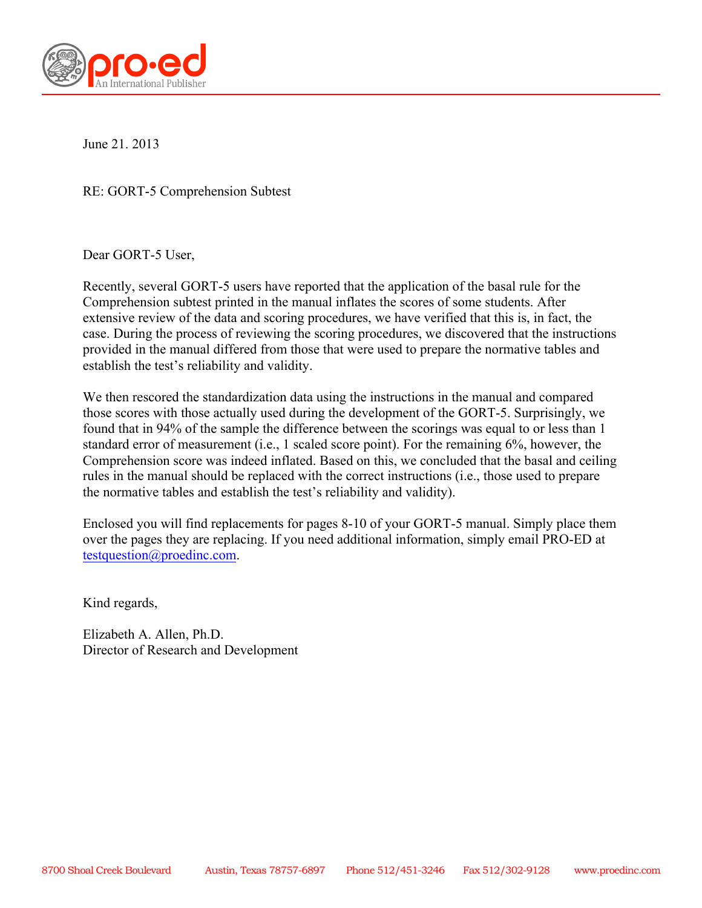pro·ed
An International Publisher

June 21. 2013

RE: GORT-5 Comprehension Subtest

Dear GORT-5 User,

Recently, several GORT-5 users have reported that the application of the basal rule for the Comprehension subtest printed in the manual inflates the scores of some students. After extensive review of the data and scoring procedures, we have verified that this is, in fact, the case. During the process of reviewing the scoring procedures, we discovered that the instructions provided in the manual differed from those that were used to prepare the normative tables and establish the test's reliability and validity.

We then rescored the standardization data using the instructions in the manual and compared those scores with those actually used during the development of the GORT-5. Surprisingly, we found that in 94% of the sample the difference between the scorings was equal to or less than 1 standard error of measurement (i.e., 1 scaled score point). For the remaining 6%, however, the Comprehension score was indeed inflated. Based on this, we concluded that the basal and ceiling rules in the manual should be replaced with the correct instructions (i.e., those used to prepare the normative tables and establish the test's reliability and validity).

Enclosed you will find replacements for pages 8-10 of your GORT-5 manual. Simply place them over the pages they are replacing. If you need additional information, simply email PRO-ED at testquestion@proedinc.com.

Kind regards,

Elizabeth A. Allen, Ph.D.
Director of Research and Development

8700 Shoal Creek Boulevard    Austin, Texas 78757-6897    Phone 512/451-3246    Fax 512/302-9128    www.proedinc.com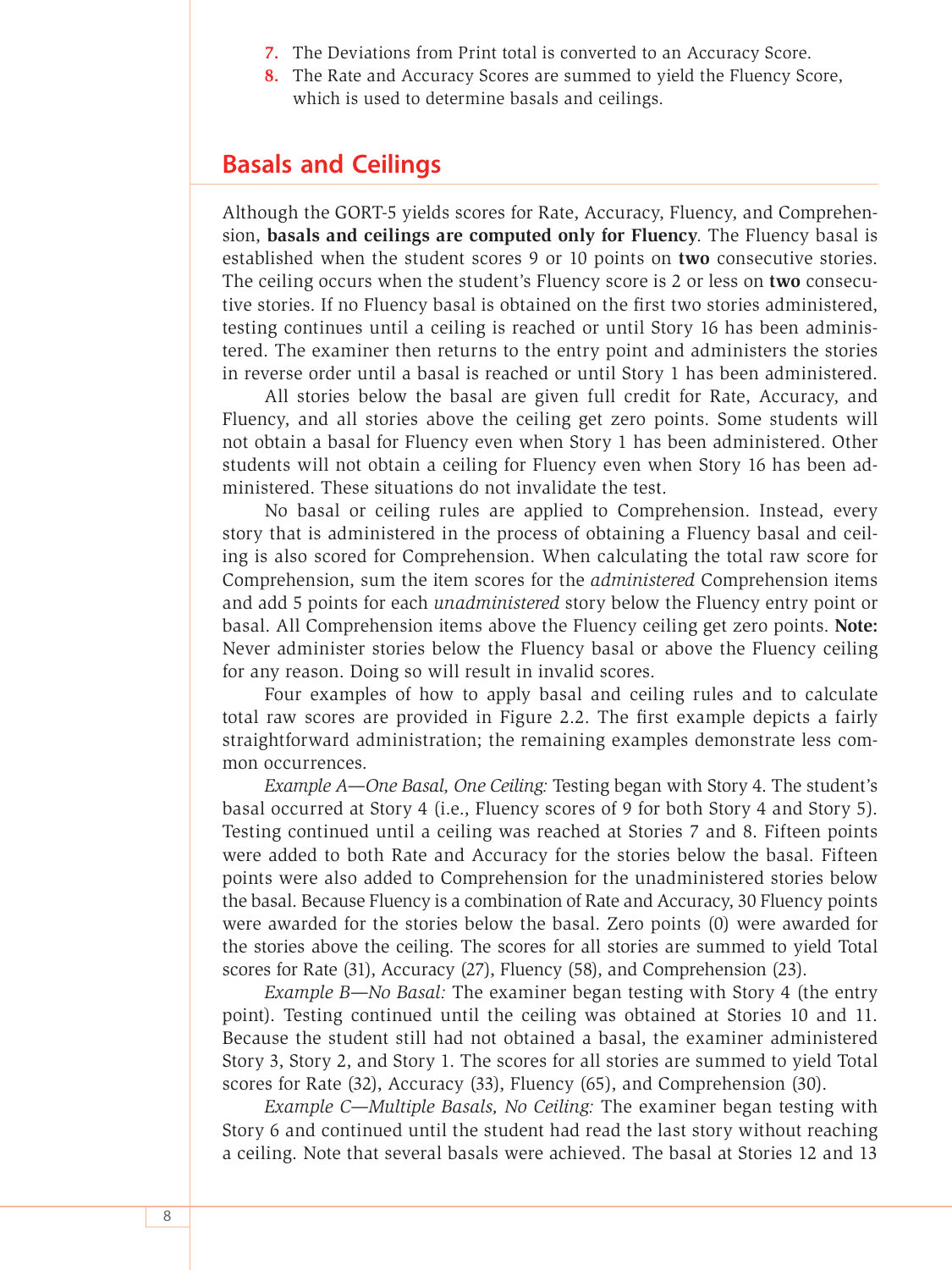7. The Deviations from Print total is converted to an Accuracy Score.
8. The Rate and Accuracy Scores are summed to yield the Fluency Score, which is used to determine basals and ceilings.

## Basals and Ceilings

Although the GORT-5 yields scores for Rate, Accuracy, Fluency, and Comprehension, **basals and ceilings are computed only for Fluency**. The Fluency basal is established when the student scores 9 or 10 points on **two** consecutive stories. The ceiling occurs when the student's Fluency score is 2 or less on **two** consecutive stories. If no Fluency basal is obtained on the first two stories administered, testing continues until a ceiling is reached or until Story 16 has been administered. The examiner then returns to the entry point and administers the stories in reverse order until a basal is reached or until Story 1 has been administered.

All stories below the basal are given full credit for Rate, Accuracy, and Fluency, and all stories above the ceiling get zero points. Some students will not obtain a basal for Fluency even when Story 1 has been administered. Other students will not obtain a ceiling for Fluency even when Story 16 has been administered. These situations do not invalidate the test.

No basal or ceiling rules are applied to Comprehension. Instead, every story that is administered in the process of obtaining a Fluency basal and ceiling is also scored for Comprehension. When calculating the total raw score for Comprehension, sum the item scores for the *administered* Comprehension items and add 5 points for each *unadministered* story below the Fluency entry point or basal. All Comprehension items above the Fluency ceiling get zero points. **Note:** Never administer stories below the Fluency basal or above the Fluency ceiling for any reason. Doing so will result in invalid scores.

Four examples of how to apply basal and ceiling rules and to calculate total raw scores are provided in Figure 2.2. The first example depicts a fairly straightforward administration; the remaining examples demonstrate less common occurrences.

*Example A—One Basal, One Ceiling:* Testing began with Story 4. The student's basal occurred at Story 4 (i.e., Fluency scores of 9 for both Story 4 and Story 5). Testing continued until a ceiling was reached at Stories 7 and 8. Fifteen points were added to both Rate and Accuracy for the stories below the basal. Fifteen points were also added to Comprehension for the unadministered stories below the basal. Because Fluency is a combination of Rate and Accuracy, 30 Fluency points were awarded for the stories below the basal. Zero points (0) were awarded for the stories above the ceiling. The scores for all stories are summed to yield Total scores for Rate (31), Accuracy (27), Fluency (58), and Comprehension (23).

*Example B—No Basal:* The examiner began testing with Story 4 (the entry point). Testing continued until the ceiling was obtained at Stories 10 and 11. Because the student still had not obtained a basal, the examiner administered Story 3, Story 2, and Story 1. The scores for all stories are summed to yield Total scores for Rate (32), Accuracy (33), Fluency (65), and Comprehension (30).

*Example C—Multiple Basals, No Ceiling:* The examiner began testing with Story 6 and continued until the student had read the last story without reaching a ceiling. Note that several basals were achieved. The basal at Stories 12 and 13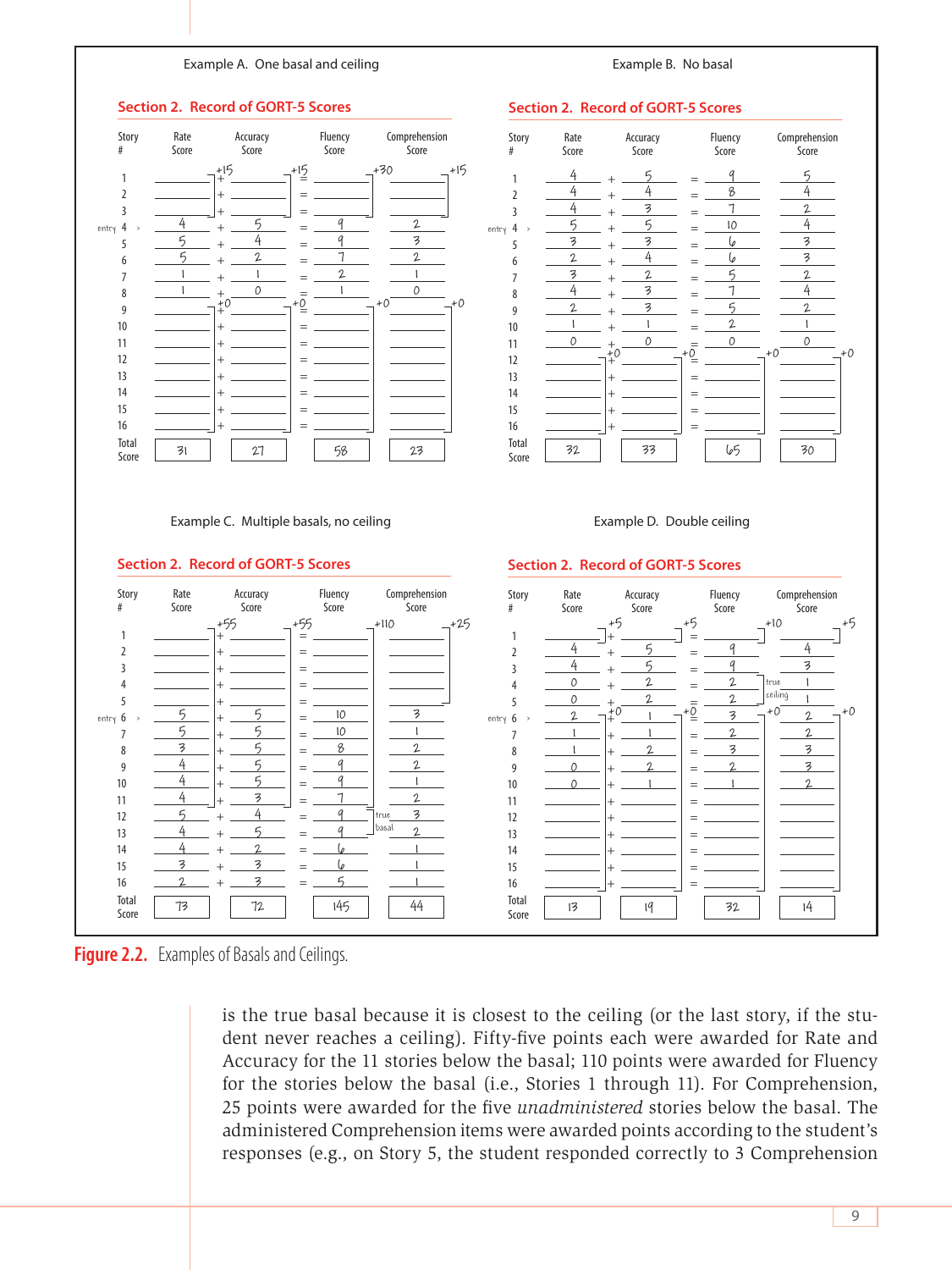Example A. One basal and ceiling

**Section 2. Record of GORT-5 Scores**

| Story # | Rate Score | | Accuracy Score | | Fluency Score | Comprehension Score |
|---|---|---|---|---|---|---|
| 1 | +15 | + | +15 | = | +30 | +15 |
| 2 | | + | | = | | |
| 3 | | + | | = | | |
| entry 4 | 4 | + | 5 | = | 9 | 2 |
| 5 | 5 | + | 4 | = | 9 | 3 |
| 6 | 5 | + | 2 | = | 7 | 2 |
| 7 | 1 | + | 1 | = | 2 | 1 |
| 8 | 1 | + | 0 | = | 1 | 0 |
| 9 | +0 | + | +0 | = | +0 | +0 |
| 10 | | + | | = | | |
| 11 | | + | | = | | |
| 12 | | + | | = | | |
| 13 | | + | | = | | |
| 14 | | + | | = | | |
| 15 | | + | | = | | |
| 16 | | + | | = | | |
| Total Score | 31 | | 27 | | 58 | 23 |

Example B. No basal

**Section 2. Record of GORT-5 Scores**

| Story # | Rate Score | | Accuracy Score | | Fluency Score | Comprehension Score |
|---|---|---|---|---|---|---|
| 1 | 4 | + | 5 | = | 9 | 5 |
| 2 | 4 | + | 4 | = | 8 | 4 |
| 3 | 4 | + | 3 | = | 7 | 2 |
| entry 4 | 5 | + | 5 | = | 10 | 4 |
| 5 | 3 | + | 3 | = | 6 | 3 |
| 6 | 2 | + | 4 | = | 6 | 3 |
| 7 | 3 | + | 2 | = | 5 | 2 |
| 8 | 4 | + | 3 | = | 7 | 4 |
| 9 | 2 | + | 3 | = | 5 | 2 |
| 10 | 1 | + | 1 | = | 2 | 1 |
| 11 | 0 | + | 0 | = | 0 | 0 |
| 12 | +0 | + | +0 | = | +0 | +0 |
| 13 | | + | | = | | |
| 14 | | + | | = | | |
| 15 | | + | | = | | |
| 16 | | + | | = | | |
| Total Score | 32 | | 33 | | 65 | 30 |

Example C. Multiple basals, no ceiling

**Section 2. Record of GORT-5 Scores**

| Story # | Rate Score | | Accuracy Score | | Fluency Score | Comprehension Score |
|---|---|---|---|---|---|---|
| 1 | +55 | + | +55 | = | +110 | +25 |
| 2 | | + | | = | | |
| 3 | | + | | = | | |
| 4 | | + | | = | | |
| 5 | | + | | = | | |
| entry 6 | 5 | + | 5 | = | 10 | 3 |
| 7 | 5 | + | 5 | = | 10 | 1 |
| 8 | 3 | + | 5 | = | 8 | 2 |
| 9 | 4 | + | 5 | = | 9 | 2 |
| 10 | 4 | + | 5 | = | 9 | 1 |
| 11 | 4 | + | 3 | = | 7 | 2 |
| 12 | 5 | + | 4 | = | 9 (true basal) | 3 |
| 13 | 4 | + | 5 | = | 9 | 2 |
| 14 | 4 | + | 2 | = | 6 | 1 |
| 15 | 3 | + | 3 | = | 6 | 1 |
| 16 | 2 | + | 3 | = | 5 | 1 |
| Total Score | 73 | | 72 | | 145 | 44 |

Example D. Double ceiling

**Section 2. Record of GORT-5 Scores**

| Story # | Rate Score | | Accuracy Score | | Fluency Score | Comprehension Score |
|---|---|---|---|---|---|---|
| 1 | +5 | + | +5 | = | +10 | +5 |
| 2 | 4 | + | 5 | = | 9 | 4 |
| 3 | 4 | + | 5 | = | 9 | 3 |
| 4 | 0 | + | 2 | = | 2 (true ceiling) | 1 |
| 5 | 0 | + | 2 | = | 2 | 1 |
| entry 6 | 2 (+0) | + | 1 (+0) | = | 3 (+0) | 2 (+0) |
| 7 | 1 | + | 1 | = | 2 | 2 |
| 8 | 1 | + | 2 | = | 3 | 3 |
| 9 | 0 | + | 2 | = | 2 | 3 |
| 10 | 0 | + | 1 | = | 1 | 2 |
| 11 | | + | | = | | |
| 12 | | + | | = | | |
| 13 | | + | | = | | |
| 14 | | + | | = | | |
| 15 | | + | | = | | |
| 16 | | + | | = | | |
| Total Score | 13 | | 19 | | 32 | 14 |

**Figure 2.2.** Examples of Basals and Ceilings.

is the true basal because it is closest to the ceiling (or the last story, if the student never reaches a ceiling). Fifty-five points each were awarded for Rate and Accuracy for the 11 stories below the basal; 110 points were awarded for Fluency for the stories below the basal (i.e., Stories 1 through 11). For Comprehension, 25 points were awarded for the five *unadministered* stories below the basal. The administered Comprehension items were awarded points according to the student's responses (e.g., on Story 5, the student responded correctly to 3 Comprehension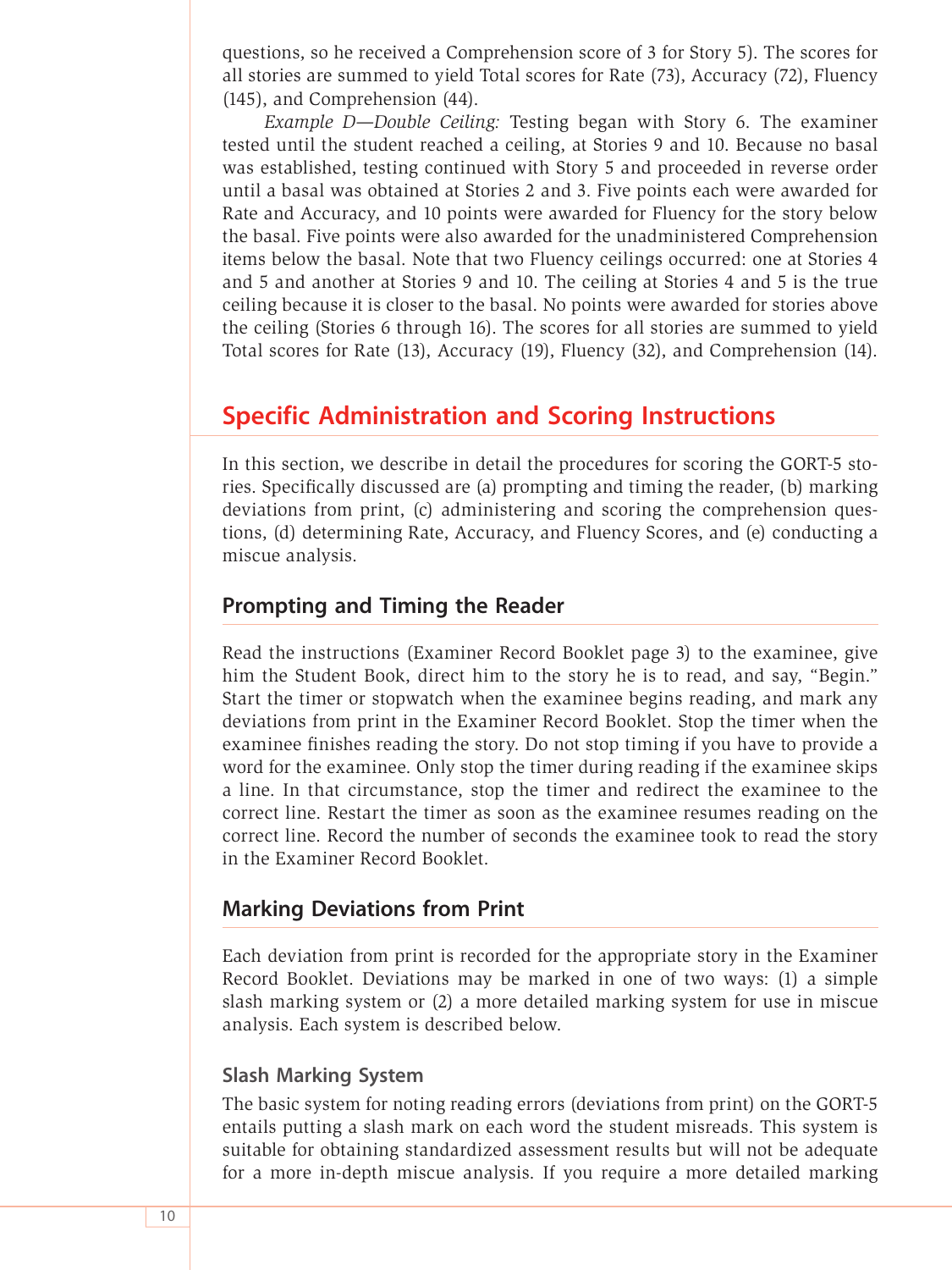questions, so he received a Comprehension score of 3 for Story 5). The scores for all stories are summed to yield Total scores for Rate (73), Accuracy (72), Fluency (145), and Comprehension (44).

*Example D—Double Ceiling:* Testing began with Story 6. The examiner tested until the student reached a ceiling, at Stories 9 and 10. Because no basal was established, testing continued with Story 5 and proceeded in reverse order until a basal was obtained at Stories 2 and 3. Five points each were awarded for Rate and Accuracy, and 10 points were awarded for Fluency for the story below the basal. Five points were also awarded for the unadministered Comprehension items below the basal. Note that two Fluency ceilings occurred: one at Stories 4 and 5 and another at Stories 9 and 10. The ceiling at Stories 4 and 5 is the true ceiling because it is closer to the basal. No points were awarded for stories above the ceiling (Stories 6 through 16). The scores for all stories are summed to yield Total scores for Rate (13), Accuracy (19), Fluency (32), and Comprehension (14).

## Specific Administration and Scoring Instructions

In this section, we describe in detail the procedures for scoring the GORT-5 stories. Specifically discussed are (a) prompting and timing the reader, (b) marking deviations from print, (c) administering and scoring the comprehension questions, (d) determining Rate, Accuracy, and Fluency Scores, and (e) conducting a miscue analysis.

### Prompting and Timing the Reader

Read the instructions (Examiner Record Booklet page 3) to the examinee, give him the Student Book, direct him to the story he is to read, and say, "Begin." Start the timer or stopwatch when the examinee begins reading, and mark any deviations from print in the Examiner Record Booklet. Stop the timer when the examinee finishes reading the story. Do not stop timing if you have to provide a word for the examinee. Only stop the timer during reading if the examinee skips a line. In that circumstance, stop the timer and redirect the examinee to the correct line. Restart the timer as soon as the examinee resumes reading on the correct line. Record the number of seconds the examinee took to read the story in the Examiner Record Booklet.

### Marking Deviations from Print

Each deviation from print is recorded for the appropriate story in the Examiner Record Booklet. Deviations may be marked in one of two ways: (1) a simple slash marking system or (2) a more detailed marking system for use in miscue analysis. Each system is described below.

#### Slash Marking System

The basic system for noting reading errors (deviations from print) on the GORT-5 entails putting a slash mark on each word the student misreads. This system is suitable for obtaining standardized assessment results but will not be adequate for a more in-depth miscue analysis. If you require a more detailed marking